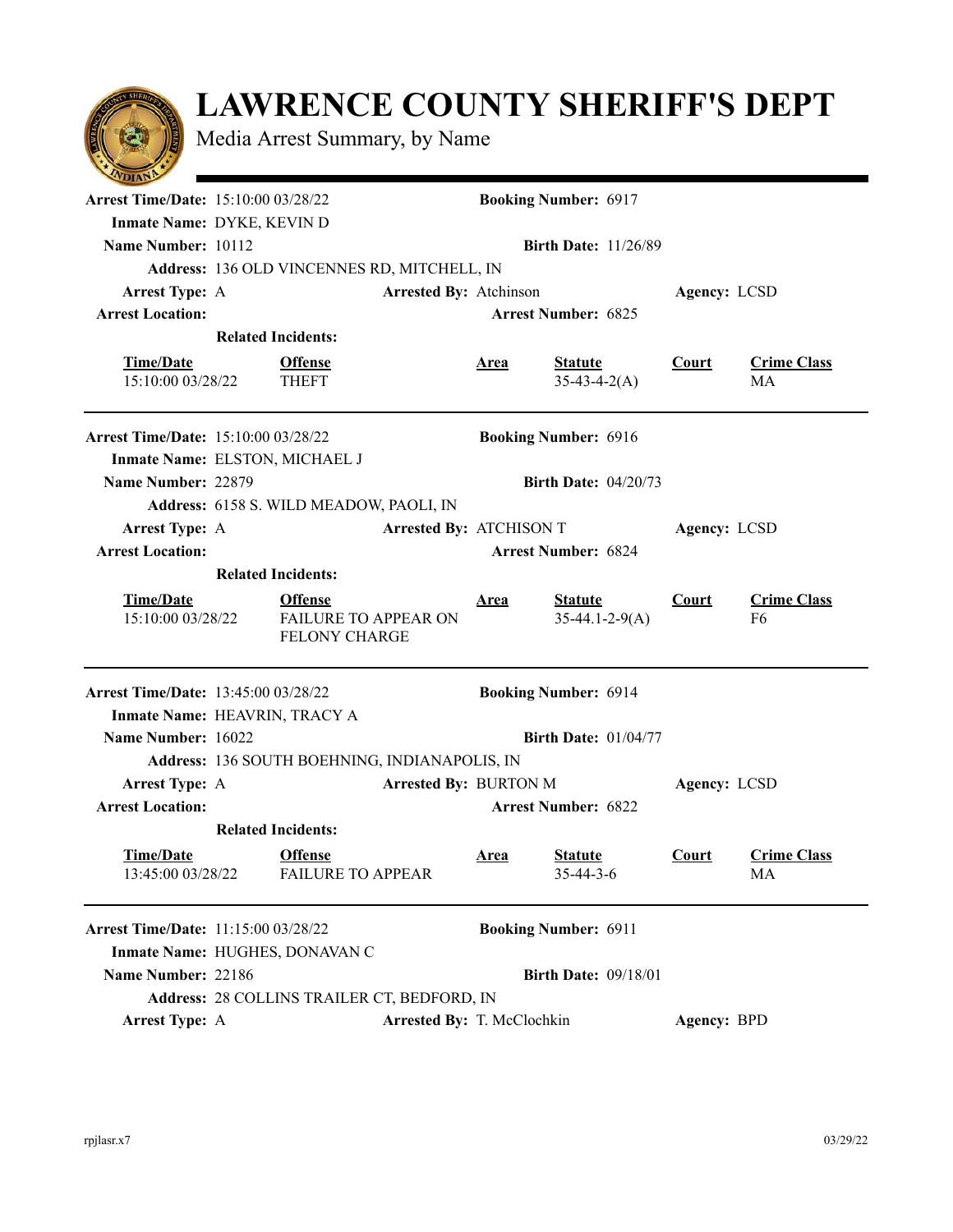# LAWRENCE COUNTY SHERIFF'S DEPT

Media Arrest Summary, by Name

---

**Arrest Time/Date:** 15:10:00 03/28/22 **Booking Number:** 6917

**Inmate Name:** DYKE, KEVIN D

**Name Number:** 10112 **Birth Date:** 11/26/89

**Address:** 136 OLD VINCENNES RD, MITCHELL, IN

**Arrest Type:** A **Arrested By:** Atchinson **Agency:** LCSD

**Arrest Location:** **Arrest Number:** 6825

**Related Incidents:**

| Time/Date | Offense | Area | Statute | Court | Crime Class |
|---|---|---|---|---|---|
| 15:10:00 03/28/22 | THEFT | | 35-43-4-2(A) | | MA |

---

**Arrest Time/Date:** 15:10:00 03/28/22 **Booking Number:** 6916

**Inmate Name:** ELSTON, MICHAEL J

**Name Number:** 22879 **Birth Date:** 04/20/73

**Address:** 6158 S. WILD MEADOW, PAOLI, IN

**Arrest Type:** A **Arrested By:** ATCHISON T **Agency:** LCSD

**Arrest Location:** **Arrest Number:** 6824

**Related Incidents:**

| Time/Date | Offense | Area | Statute | Court | Crime Class |
|---|---|---|---|---|---|
| 15:10:00 03/28/22 | FAILURE TO APPEAR ON FELONY CHARGE | | 35-44.1-2-9(A) | | F6 |

---

**Arrest Time/Date:** 13:45:00 03/28/22 **Booking Number:** 6914

**Inmate Name:** HEAVRIN, TRACY A

**Name Number:** 16022 **Birth Date:** 01/04/77

**Address:** 136 SOUTH BOEHNING, INDIANAPOLIS, IN

**Arrest Type:** A **Arrested By:** BURTON M **Agency:** LCSD

**Arrest Location:** **Arrest Number:** 6822

**Related Incidents:**

| Time/Date | Offense | Area | Statute | Court | Crime Class |
|---|---|---|---|---|---|
| 13:45:00 03/28/22 | FAILURE TO APPEAR | | 35-44-3-6 | | MA |

---

**Arrest Time/Date:** 11:15:00 03/28/22 **Booking Number:** 6911

**Inmate Name:** HUGHES, DONAVAN C

**Name Number:** 22186 **Birth Date:** 09/18/01

**Address:** 28 COLLINS TRAILER CT, BEDFORD, IN

**Arrest Type:** A **Arrested By:** T. McClochkin **Agency:** BPD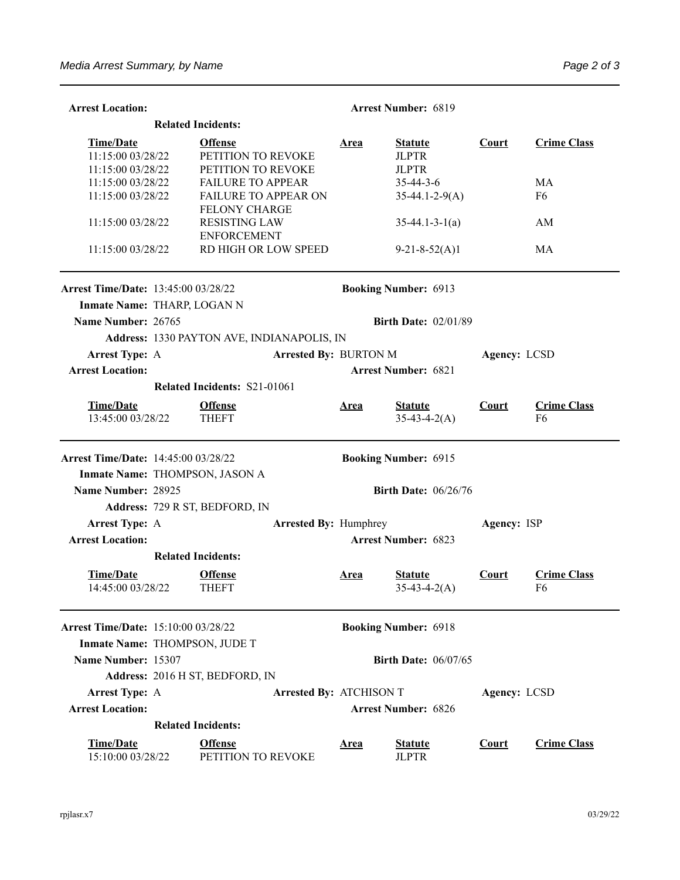**Arrest Location:** **Arrest Number:** 6819

**Related Incidents:**

| Time/Date | Offense | Area | Statute | Court | Crime Class |
|---|---|---|---|---|---|
| 11:15:00 03/28/22 | PETITION TO REVOKE | | JLPTR | | |
| 11:15:00 03/28/22 | PETITION TO REVOKE | | JLPTR | | |
| 11:15:00 03/28/22 | FAILURE TO APPEAR | | 35-44-3-6 | | MA |
| 11:15:00 03/28/22 | FAILURE TO APPEAR ON FELONY CHARGE | | 35-44.1-2-9(A) | | F6 |
| 11:15:00 03/28/22 | RESISTING LAW ENFORCEMENT | | 35-44.1-3-1(a) | | AM |
| 11:15:00 03/28/22 | RD HIGH OR LOW SPEED | | 9-21-8-52(A)1 | | MA |

---

**Arrest Time/Date:** 13:45:00 03/28/22 **Booking Number:** 6913

**Inmate Name:** THARP, LOGAN N

**Name Number:** 26765 **Birth Date:** 02/01/89

**Address:** 1330 PAYTON AVE, INDIANAPOLIS, IN

**Arrest Type:** A **Arrested By:** BURTON M **Agency:** LCSD

**Arrest Location:** **Arrest Number:** 6821

**Related Incidents:** S21-01061

| Time/Date | Offense | Area | Statute | Court | Crime Class |
|---|---|---|---|---|---|
| 13:45:00 03/28/22 | THEFT | | 35-43-4-2(A) | | F6 |

---

**Arrest Time/Date:** 14:45:00 03/28/22 **Booking Number:** 6915

**Inmate Name:** THOMPSON, JASON A

**Name Number:** 28925 **Birth Date:** 06/26/76

**Address:** 729 R ST, BEDFORD, IN

**Arrest Type:** A **Arrested By:** Humphrey **Agency:** ISP

**Arrest Location:** **Arrest Number:** 6823

**Related Incidents:**

| Time/Date | Offense | Area | Statute | Court | Crime Class |
|---|---|---|---|---|---|
| 14:45:00 03/28/22 | THEFT | | 35-43-4-2(A) | | F6 |

---

**Arrest Time/Date:** 15:10:00 03/28/22 **Booking Number:** 6918

**Inmate Name:** THOMPSON, JUDE T

**Name Number:** 15307 **Birth Date:** 06/07/65

**Address:** 2016 H ST, BEDFORD, IN

**Arrest Type:** A **Arrested By:** ATCHISON T **Agency:** LCSD

**Arrest Location:** **Arrest Number:** 6826

**Related Incidents:**

| Time/Date | Offense | Area | Statute | Court | Crime Class |
|---|---|---|---|---|---|
| 15:10:00 03/28/22 | PETITION TO REVOKE | | JLPTR | | |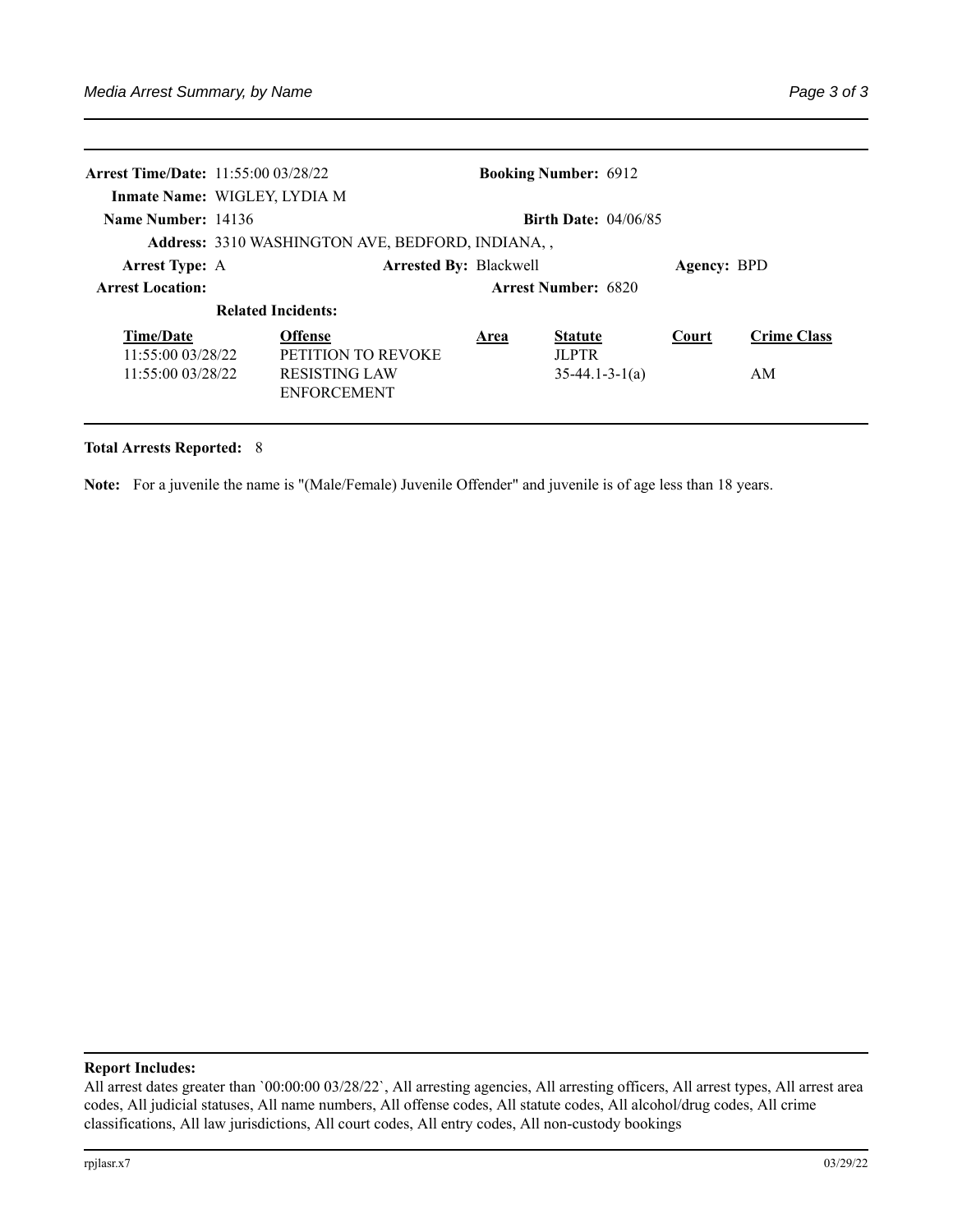**Arrest Time/Date:** 11:55:00 03/28/22 **Booking Number:** 6912

**Inmate Name:** WIGLEY, LYDIA M

**Name Number:** 14136 **Birth Date:** 04/06/85

**Address:** 3310 WASHINGTON AVE, BEDFORD, INDIANA, ,

**Arrest Type:** A **Arrested By:** Blackwell **Agency:** BPD

**Arrest Location:** **Arrest Number:** 6820

**Related Incidents:**

| Time/Date | Offense | Area | Statute | Court | Crime Class |
|---|---|---|---|---|---|
| 11:55:00 03/28/22 | PETITION TO REVOKE | | JLPTR | | |
| 11:55:00 03/28/22 | RESISTING LAW ENFORCEMENT | | 35-44.1-3-1(a) | | AM |

**Total Arrests Reported:** 8

**Note:** For a juvenile the name is "(Male/Female) Juvenile Offender" and juvenile is of age less than 18 years.

**Report Includes:**

All arrest dates greater than `00:00:00 03/28/22`, All arresting agencies, All arresting officers, All arrest types, All arrest area codes, All judicial statuses, All name numbers, All offense codes, All statute codes, All alcohol/drug codes, All crime classifications, All law jurisdictions, All court codes, All entry codes, All non-custody bookings

rpjlasr.x7 03/29/22